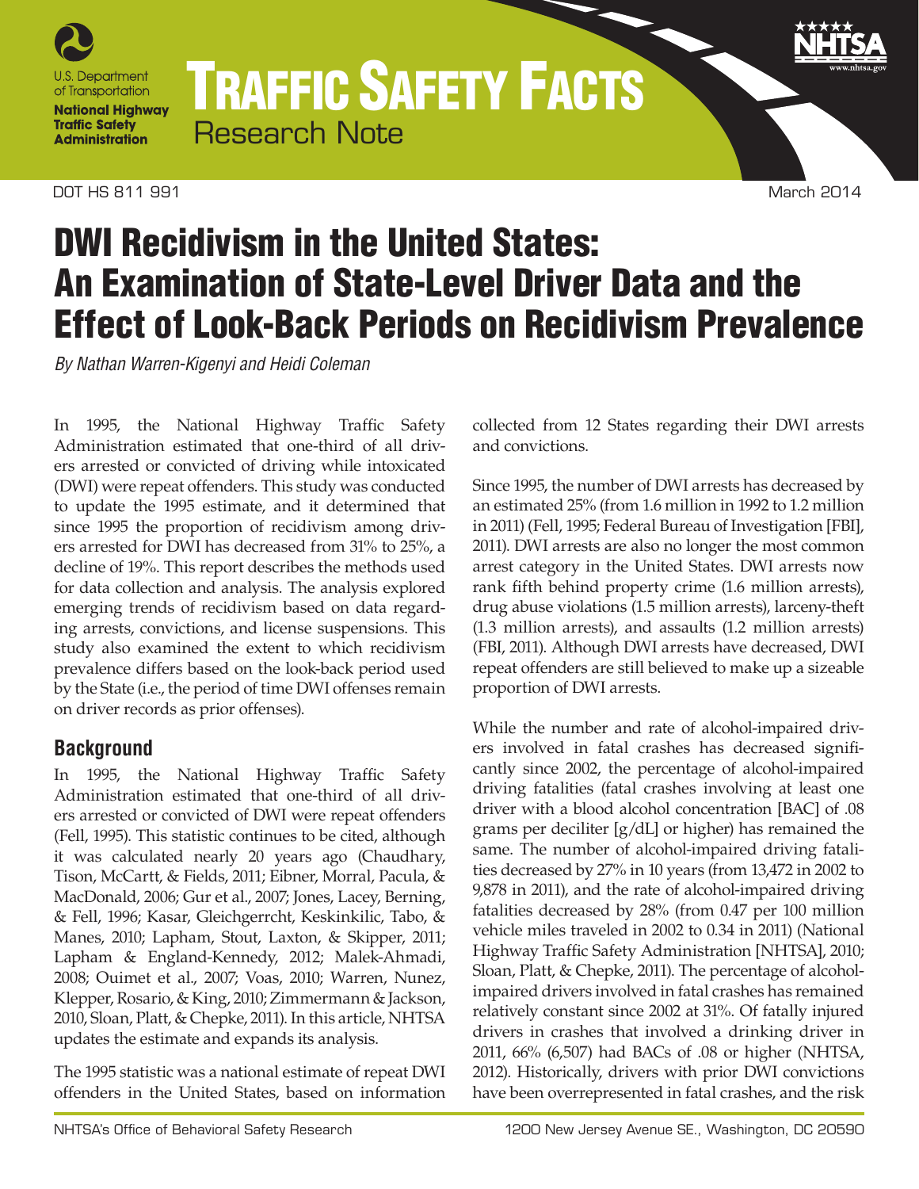# TRAFFIC SAFETY FACTS

Research Note

DOT HS 811 991 March 2014

# DWI Recidivism in the United States: An Examination of State-Level Driver Data and the Effect of Look-Back Periods on Recidivism Prevalence

*By Nathan Warren-Kigenyi and Heidi Coleman*

In 1995, the National Highway Traffic Safety Administration estimated that one-third of all drivers arrested or convicted of driving while intoxicated (DWI) were repeat offenders. This study was conducted to update the 1995 estimate, and it determined that since 1995 the proportion of recidivism among drivers arrested for DWI has decreased from 31% to 25%, a decline of 19%. This report describes the methods used for data collection and analysis. The analysis explored emerging trends of recidivism based on data regarding arrests, convictions, and license suspensions. This study also examined the extent to which recidivism prevalence differs based on the look-back period used by the State (i.e., the period of time DWI offenses remain on driver records as prior offenses).

## Background

In 1995, the National Highway Traffic Safety Administration estimated that one-third of all drivers arrested or convicted of DWI were repeat offenders (Fell, 1995). This statistic continues to be cited, although it was calculated nearly 20 years ago (Chaudhary, Tison, McCartt, & Fields, 2011; Eibner, Morral, Pacula, & MacDonald, 2006; Gur et al., 2007; Jones, Lacey, Berning, & Fell, 1996; Kasar, Gleichgerrcht, Keskinkilic, Tabo, & Manes, 2010; Lapham, Stout, Laxton, & Skipper, 2011; Lapham & England-Kennedy, 2012; Malek-Ahmadi, 2008; Ouimet et al., 2007; Voas, 2010; Warren, Nunez, Klepper, Rosario, & King, 2010; Zimmermann & Jackson, 2010, Sloan, Platt, & Chepke, 2011). In this article, NHTSA updates the estimate and expands its analysis.

The 1995 statistic was a national estimate of repeat DWI offenders in the United States, based on information collected from 12 States regarding their DWI arrests and convictions.

Since 1995, the number of DWI arrests has decreased by an estimated 25% (from 1.6 million in 1992 to 1.2 million in 2011) (Fell, 1995; Federal Bureau of Investigation [FBI], 2011). DWI arrests are also no longer the most common arrest category in the United States. DWI arrests now rank fifth behind property crime (1.6 million arrests), drug abuse violations (1.5 million arrests), larceny-theft (1.3 million arrests), and assaults (1.2 million arrests) (FBI, 2011). Although DWI arrests have decreased, DWI repeat offenders are still believed to make up a sizeable proportion of DWI arrests.

While the number and rate of alcohol-impaired drivers involved in fatal crashes has decreased significantly since 2002, the percentage of alcohol-impaired driving fatalities (fatal crashes involving at least one driver with a blood alcohol concentration [BAC] of .08 grams per deciliter [g/dL] or higher) has remained the same. The number of alcohol-impaired driving fatalities decreased by 27% in 10 years (from 13,472 in 2002 to 9,878 in 2011), and the rate of alcohol-impaired driving fatalities decreased by 28% (from 0.47 per 100 million vehicle miles traveled in 2002 to 0.34 in 2011) (National Highway Traffic Safety Administration [NHTSA], 2010; Sloan, Platt, & Chepke, 2011). The percentage of alcohol-impaired drivers involved in fatal crashes has remained relatively constant since 2002 at 31%. Of fatally injured drivers in crashes that involved a drinking driver in 2011, 66% (6,507) had BACs of .08 or higher (NHTSA, 2012). Historically, drivers with prior DWI convictions have been overrepresented in fatal crashes, and the risk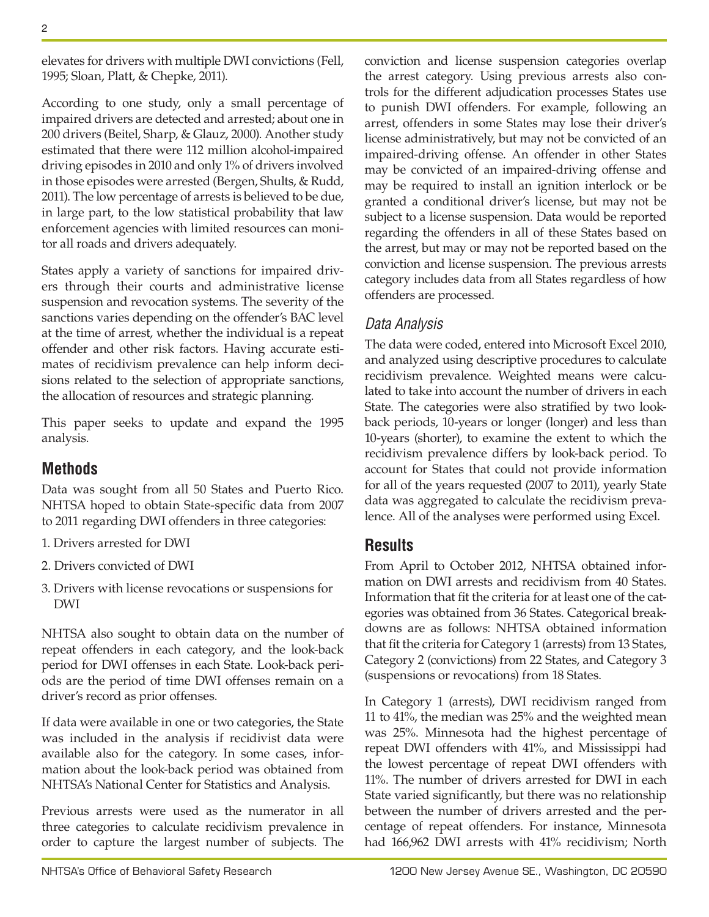elevates for drivers with multiple DWI convictions (Fell, 1995; Sloan, Platt, & Chepke, 2011).

According to one study, only a small percentage of impaired drivers are detected and arrested; about one in 200 drivers (Beitel, Sharp, & Glauz, 2000). Another study estimated that there were 112 million alcohol-impaired driving episodes in 2010 and only 1% of drivers involved in those episodes were arrested (Bergen, Shults, & Rudd, 2011). The low percentage of arrests is believed to be due, in large part, to the low statistical probability that law enforcement agencies with limited resources can monitor all roads and drivers adequately.

States apply a variety of sanctions for impaired drivers through their courts and administrative license suspension and revocation systems. The severity of the sanctions varies depending on the offender's BAC level at the time of arrest, whether the individual is a repeat offender and other risk factors. Having accurate estimates of recidivism prevalence can help inform decisions related to the selection of appropriate sanctions, the allocation of resources and strategic planning.

This paper seeks to update and expand the 1995 analysis.

## Methods

Data was sought from all 50 States and Puerto Rico. NHTSA hoped to obtain State-specific data from 2007 to 2011 regarding DWI offenders in three categories:

1. Drivers arrested for DWI
2. Drivers convicted of DWI
3. Drivers with license revocations or suspensions for DWI

NHTSA also sought to obtain data on the number of repeat offenders in each category, and the look-back period for DWI offenses in each State. Look-back periods are the period of time DWI offenses remain on a driver's record as prior offenses.

If data were available in one or two categories, the State was included in the analysis if recidivist data were available also for the category. In some cases, information about the look-back period was obtained from NHTSA's National Center for Statistics and Analysis.

Previous arrests were used as the numerator in all three categories to calculate recidivism prevalence in order to capture the largest number of subjects. The conviction and license suspension categories overlap the arrest category. Using previous arrests also controls for the different adjudication processes States use to punish DWI offenders. For example, following an arrest, offenders in some States may lose their driver's license administratively, but may not be convicted of an impaired-driving offense. An offender in other States may be convicted of an impaired-driving offense and may be required to install an ignition interlock or be granted a conditional driver's license, but may not be subject to a license suspension. Data would be reported regarding the offenders in all of these States based on the arrest, but may or may not be reported based on the conviction and license suspension. The previous arrests category includes data from all States regardless of how offenders are processed.

### *Data Analysis*

The data were coded, entered into Microsoft Excel 2010, and analyzed using descriptive procedures to calculate recidivism prevalence. Weighted means were calculated to take into account the number of drivers in each State. The categories were also stratified by two look-back periods, 10-years or longer (longer) and less than 10-years (shorter), to examine the extent to which the recidivism prevalence differs by look-back period. To account for States that could not provide information for all of the years requested (2007 to 2011), yearly State data was aggregated to calculate the recidivism prevalence. All of the analyses were performed using Excel.

## Results

From April to October 2012, NHTSA obtained information on DWI arrests and recidivism from 40 States. Information that fit the criteria for at least one of the categories was obtained from 36 States. Categorical breakdowns are as follows: NHTSA obtained information that fit the criteria for Category 1 (arrests) from 13 States, Category 2 (convictions) from 22 States, and Category 3 (suspensions or revocations) from 18 States.

In Category 1 (arrests), DWI recidivism ranged from 11 to 41%, the median was 25% and the weighted mean was 25%. Minnesota had the highest percentage of repeat DWI offenders with 41%, and Mississippi had the lowest percentage of repeat DWI offenders with 11%. The number of drivers arrested for DWI in each State varied significantly, but there was no relationship between the number of drivers arrested and the percentage of repeat offenders. For instance, Minnesota had 166,962 DWI arrests with 41% recidivism; North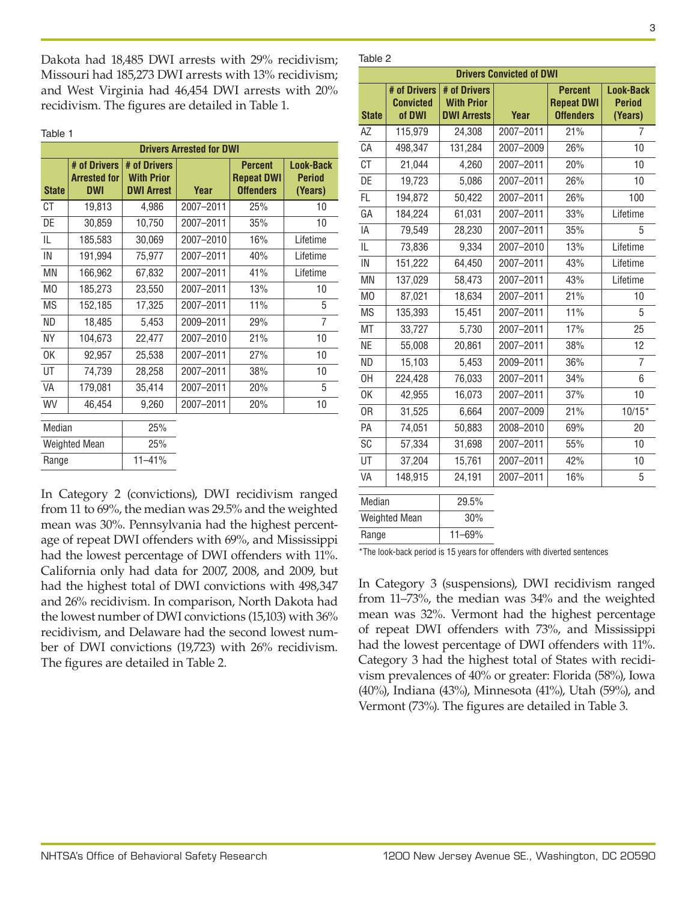Dakota had 18,485 DWI arrests with 29% recidivism; Missouri had 185,273 DWI arrests with 13% recidivism; and West Virginia had 46,454 DWI arrests with 20% recidivism. The figures are detailed in Table 1.

Table 1

| Drivers Arrested for DWI | | | | | |
|---|---|---|---|---|---|
| State | # of Drivers Arrested for DWI | # of Drivers With Prior DWI Arrest | Year | Percent Repeat DWI Offenders | Look-Back Period (Years) |
| CT | 19,813 | 4,986 | 2007–2011 | 25% | 10 |
| DE | 30,859 | 10,750 | 2007–2011 | 35% | 10 |
| IL | 185,583 | 30,069 | 2007–2010 | 16% | Lifetime |
| IN | 191,994 | 75,977 | 2007–2011 | 40% | Lifetime |
| MN | 166,962 | 67,832 | 2007–2011 | 41% | Lifetime |
| MO | 185,273 | 23,550 | 2007–2011 | 13% | 10 |
| MS | 152,185 | 17,325 | 2007–2011 | 11% | 5 |
| ND | 18,485 | 5,453 | 2009–2011 | 29% | 7 |
| NY | 104,673 | 22,477 | 2007–2010 | 21% | 10 |
| OK | 92,957 | 25,538 | 2007–2011 | 27% | 10 |
| UT | 74,739 | 28,258 | 2007–2011 | 38% | 10 |
| VA | 179,081 | 35,414 | 2007–2011 | 20% | 5 |
| WV | 46,454 | 9,260 | 2007–2011 | 20% | 10 |

| | |
|---|---|
| Median | 25% |
| Weighted Mean | 25% |
| Range | 11–41% |

In Category 2 (convictions), DWI recidivism ranged from 11 to 69%, the median was 29.5% and the weighted mean was 30%. Pennsylvania had the highest percentage of repeat DWI offenders with 69%, and Mississippi had the lowest percentage of DWI offenders with 11%. California only had data for 2007, 2008, and 2009, but had the highest total of DWI convictions with 498,347 and 26% recidivism. In comparison, North Dakota had the lowest number of DWI convictions (15,103) with 36% recidivism, and Delaware had the second lowest number of DWI convictions (19,723) with 26% recidivism. The figures are detailed in Table 2.

Table 2

| Drivers Convicted of DWI | | | | | |
|---|---|---|---|---|---|
| State | # of Drivers Convicted of DWI | # of Drivers With Prior DWI Arrests | Year | Percent Repeat DWI Offenders | Look-Back Period (Years) |
| AZ | 115,979 | 24,308 | 2007–2011 | 21% | 7 |
| CA | 498,347 | 131,284 | 2007–2009 | 26% | 10 |
| CT | 21,044 | 4,260 | 2007–2011 | 20% | 10 |
| DE | 19,723 | 5,086 | 2007–2011 | 26% | 10 |
| FL | 194,872 | 50,422 | 2007–2011 | 26% | 100 |
| GA | 184,224 | 61,031 | 2007–2011 | 33% | Lifetime |
| IA | 79,549 | 28,230 | 2007–2011 | 35% | 5 |
| IL | 73,836 | 9,334 | 2007–2010 | 13% | Lifetime |
| IN | 151,222 | 64,450 | 2007–2011 | 43% | Lifetime |
| MN | 137,029 | 58,473 | 2007–2011 | 43% | Lifetime |
| MO | 87,021 | 18,634 | 2007–2011 | 21% | 10 |
| MS | 135,393 | 15,451 | 2007–2011 | 11% | 5 |
| MT | 33,727 | 5,730 | 2007–2011 | 17% | 25 |
| NE | 55,008 | 20,861 | 2007–2011 | 38% | 12 |
| ND | 15,103 | 5,453 | 2009–2011 | 36% | 7 |
| OH | 224,428 | 76,033 | 2007–2011 | 34% | 6 |
| OK | 42,955 | 16,073 | 2007–2011 | 37% | 10 |
| OR | 31,525 | 6,664 | 2007–2009 | 21% | 10/15* |
| PA | 74,051 | 50,883 | 2008–2010 | 69% | 20 |
| SC | 57,334 | 31,698 | 2007–2011 | 55% | 10 |
| UT | 37,204 | 15,761 | 2007–2011 | 42% | 10 |
| VA | 148,915 | 24,191 | 2007–2011 | 16% | 5 |

| | |
|---|---|
| Median | 29.5% |
| Weighted Mean | 30% |
| Range | 11–69% |

*The look-back period is 15 years for offenders with diverted sentences

In Category 3 (suspensions), DWI recidivism ranged from 11–73%, the median was 34% and the weighted mean was 32%. Vermont had the highest percentage of repeat DWI offenders with 73%, and Mississippi had the lowest percentage of DWI offenders with 11%. Category 3 had the highest total of States with recidivism prevalences of 40% or greater: Florida (58%), Iowa (40%), Indiana (43%), Minnesota (41%), Utah (59%), and Vermont (73%). The figures are detailed in Table 3.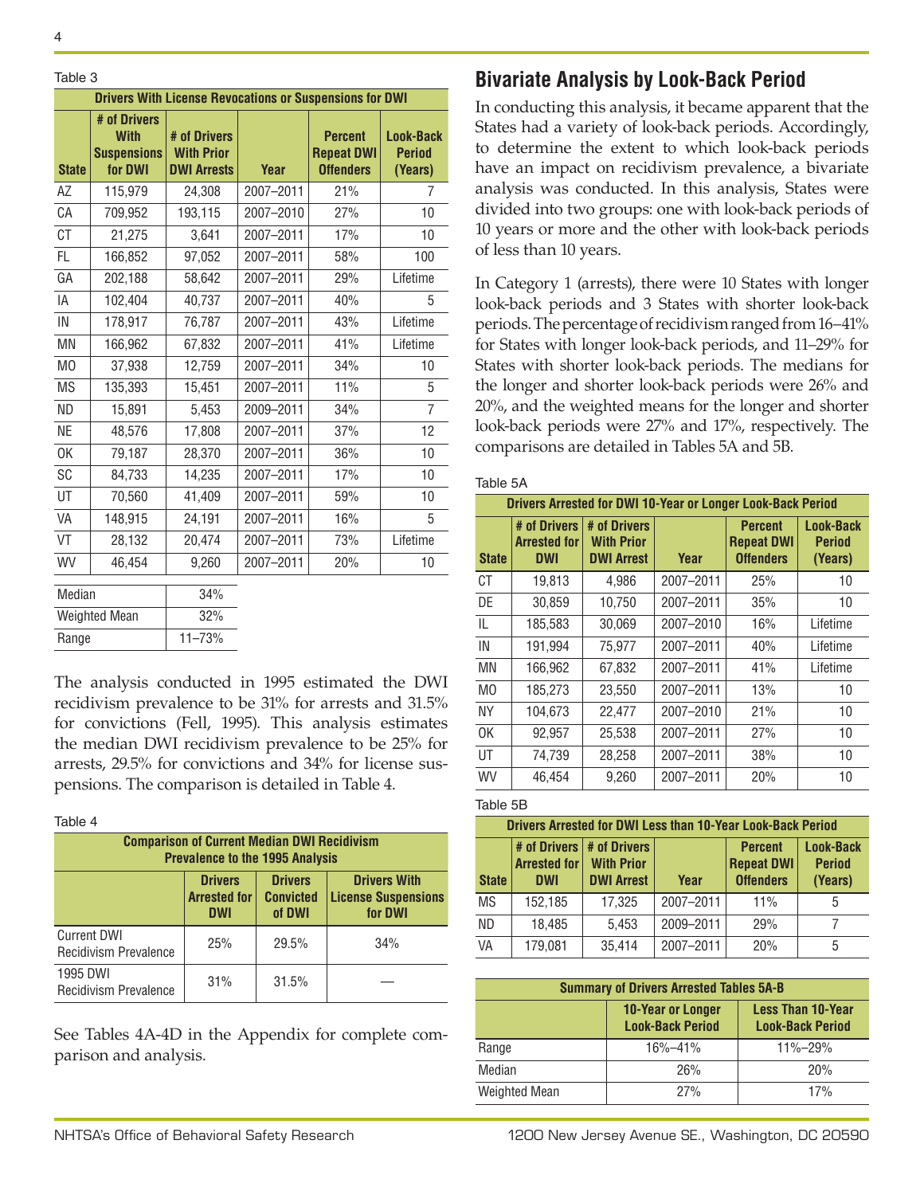Table 3

| Drivers With License Revocations or Suspensions for DWI | | | | | |
|---|---|---|---|---|---|
| **State** | **# of Drivers With Suspensions for DWI** | **# of Drivers With Prior DWI Arrests** | **Year** | **Percent Repeat DWI Offenders** | **Look-Back Period (Years)** |
| AZ | 115,979 | 24,308 | 2007–2011 | 21% | 7 |
| CA | 709,952 | 193,115 | 2007–2010 | 27% | 10 |
| CT | 21,275 | 3,641 | 2007–2011 | 17% | 10 |
| FL | 166,852 | 97,052 | 2007–2011 | 58% | 100 |
| GA | 202,188 | 58,642 | 2007–2011 | 29% | Lifetime |
| IA | 102,404 | 40,737 | 2007–2011 | 40% | 5 |
| IN | 178,917 | 76,787 | 2007–2011 | 43% | Lifetime |
| MN | 166,962 | 67,832 | 2007–2011 | 41% | Lifetime |
| MO | 37,938 | 12,759 | 2007–2011 | 34% | 10 |
| MS | 135,393 | 15,451 | 2007–2011 | 11% | 5 |
| ND | 15,891 | 5,453 | 2009–2011 | 34% | 7 |
| NE | 48,576 | 17,808 | 2007–2011 | 37% | 12 |
| OK | 79,187 | 28,370 | 2007–2011 | 36% | 10 |
| SC | 84,733 | 14,235 | 2007–2011 | 17% | 10 |
| UT | 70,560 | 41,409 | 2007–2011 | 59% | 10 |
| VA | 148,915 | 24,191 | 2007–2011 | 16% | 5 |
| VT | 28,132 | 20,474 | 2007–2011 | 73% | Lifetime |
| WV | 46,454 | 9,260 | 2007–2011 | 20% | 10 |

| | |
|---|---|
| Median | 34% |
| Weighted Mean | 32% |
| Range | 11–73% |

The analysis conducted in 1995 estimated the DWI recidivism prevalence to be 31% for arrests and 31.5% for convictions (Fell, 1995). This analysis estimates the median DWI recidivism prevalence to be 25% for arrests, 29.5% for convictions and 34% for license suspensions. The comparison is detailed in Table 4.

Table 4

| Comparison of Current Median DWI Recidivism Prevalence to the 1995 Analysis | | | |
|---|---|---|---|
| | **Drivers Arrested for DWI** | **Drivers Convicted of DWI** | **Drivers With License Suspensions for DWI** |
| Current DWI Recidivism Prevalence | 25% | 29.5% | 34% |
| 1995 DWI Recidivism Prevalence | 31% | 31.5% | — |

See Tables 4A-4D in the Appendix for complete comparison and analysis.

## Bivariate Analysis by Look-Back Period

In conducting this analysis, it became apparent that the States had a variety of look-back periods. Accordingly, to determine the extent to which look-back periods have an impact on recidivism prevalence, a bivariate analysis was conducted. In this analysis, States were divided into two groups: one with look-back periods of 10 years or more and the other with look-back periods of less than 10 years.

In Category 1 (arrests), there were 10 States with longer look-back periods and 3 States with shorter look-back periods. The percentage of recidivism ranged from 16–41% for States with longer look-back periods, and 11–29% for States with shorter look-back periods. The medians for the longer and shorter look-back periods were 26% and 20%, and the weighted means for the longer and shorter look-back periods were 27% and 17%, respectively. The comparisons are detailed in Tables 5A and 5B.

Table 5A

| Drivers Arrested for DWI 10-Year or Longer Look-Back Period | | | | | |
|---|---|---|---|---|---|
| **State** | **# of Drivers Arrested for DWI** | **# of Drivers With Prior DWI Arrest** | **Year** | **Percent Repeat DWI Offenders** | **Look-Back Period (Years)** |
| CT | 19,813 | 4,986 | 2007–2011 | 25% | 10 |
| DE | 30,859 | 10,750 | 2007–2011 | 35% | 10 |
| IL | 185,583 | 30,069 | 2007–2010 | 16% | Lifetime |
| IN | 191,994 | 75,977 | 2007–2011 | 40% | Lifetime |
| MN | 166,962 | 67,832 | 2007–2011 | 41% | Lifetime |
| MO | 185,273 | 23,550 | 2007–2011 | 13% | 10 |
| NY | 104,673 | 22,477 | 2007–2010 | 21% | 10 |
| OK | 92,957 | 25,538 | 2007–2011 | 27% | 10 |
| UT | 74,739 | 28,258 | 2007–2011 | 38% | 10 |
| WV | 46,454 | 9,260 | 2007–2011 | 20% | 10 |

Table 5B

| Drivers Arrested for DWI Less than 10-Year Look-Back Period | | | | | |
|---|---|---|---|---|---|
| **State** | **# of Drivers Arrested for DWI** | **# of Drivers With Prior DWI Arrest** | **Year** | **Percent Repeat DWI Offenders** | **Look-Back Period (Years)** |
| MS | 152,185 | 17,325 | 2007–2011 | 11% | 5 |
| ND | 18,485 | 5,453 | 2009–2011 | 29% | 7 |
| VA | 179,081 | 35,414 | 2007–2011 | 20% | 5 |

| Summary of Drivers Arrested Tables 5A-B | | |
|---|---|---|
| | **10-Year or Longer Look-Back Period** | **Less Than 10-Year Look-Back Period** |
| Range | 16%–41% | 11%–29% |
| Median | 26% | 20% |
| Weighted Mean | 27% | 17% |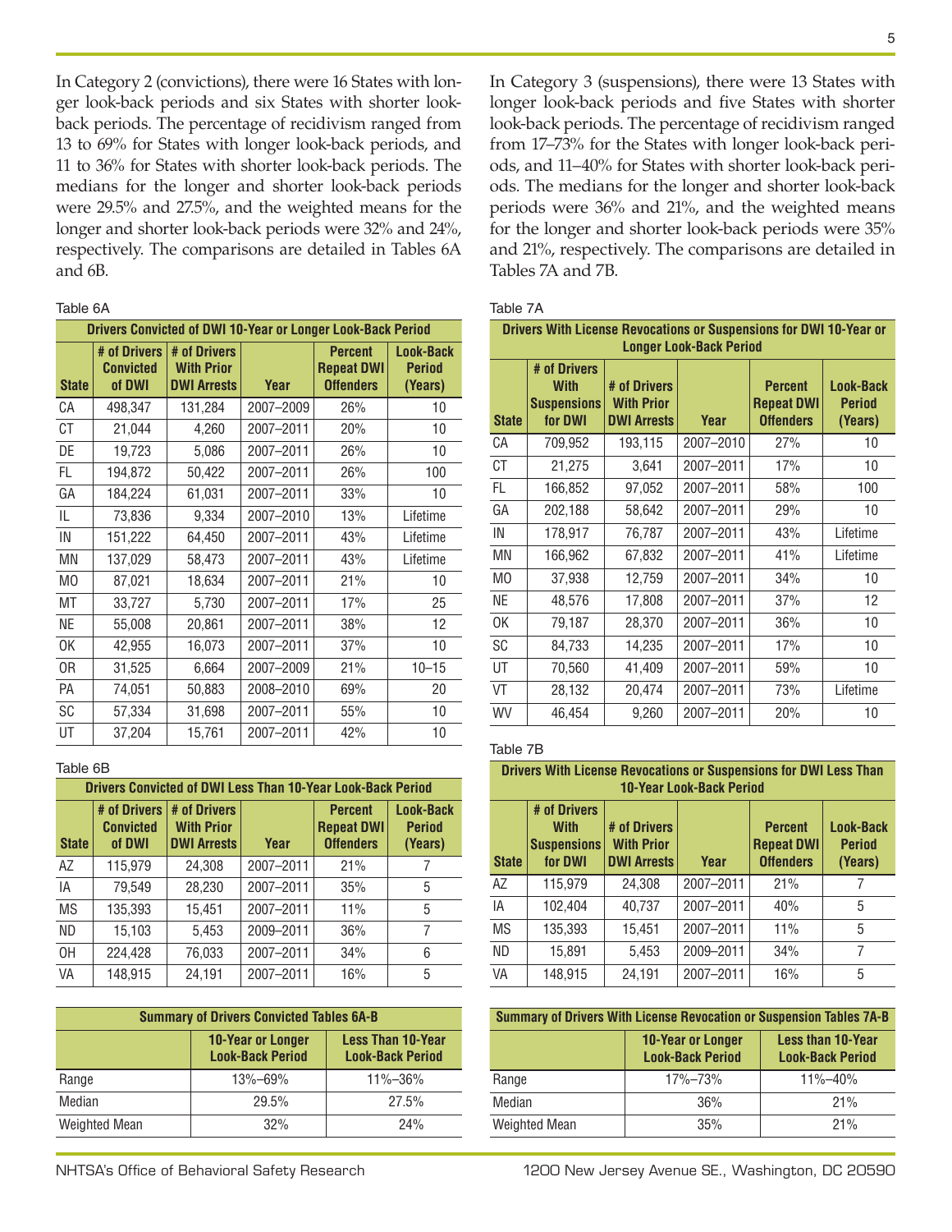In Category 2 (convictions), there were 16 States with longer look-back periods and six States with shorter look-back periods. The percentage of recidivism ranged from 13 to 69% for States with longer look-back periods, and 11 to 36% for States with shorter look-back periods. The medians for the longer and shorter look-back periods were 29.5% and 27.5%, and the weighted means for the longer and shorter look-back periods were 32% and 24%, respectively. The comparisons are detailed in Tables 6A and 6B.

Table 6A

| Drivers Convicted of DWI 10-Year or Longer Look-Back Period | | | | | |
|---|---|---|---|---|---|
| State | # of Drivers Convicted of DWI | # of Drivers With Prior DWI Arrests | Year | Percent Repeat DWI Offenders | Look-Back Period (Years) |
| CA | 498,347 | 131,284 | 2007–2009 | 26% | 10 |
| CT | 21,044 | 4,260 | 2007–2011 | 20% | 10 |
| DE | 19,723 | 5,086 | 2007–2011 | 26% | 10 |
| FL | 194,872 | 50,422 | 2007–2011 | 26% | 100 |
| GA | 184,224 | 61,031 | 2007–2011 | 33% | 10 |
| IL | 73,836 | 9,334 | 2007–2010 | 13% | Lifetime |
| IN | 151,222 | 64,450 | 2007–2011 | 43% | Lifetime |
| MN | 137,029 | 58,473 | 2007–2011 | 43% | Lifetime |
| MO | 87,021 | 18,634 | 2007–2011 | 21% | 10 |
| MT | 33,727 | 5,730 | 2007–2011 | 17% | 25 |
| NE | 55,008 | 20,861 | 2007–2011 | 38% | 12 |
| OK | 42,955 | 16,073 | 2007–2011 | 37% | 10 |
| OR | 31,525 | 6,664 | 2007–2009 | 21% | 10–15 |
| PA | 74,051 | 50,883 | 2008–2010 | 69% | 20 |
| SC | 57,334 | 31,698 | 2007–2011 | 55% | 10 |
| UT | 37,204 | 15,761 | 2007–2011 | 42% | 10 |

Table 6B

| Drivers Convicted of DWI Less Than 10-Year Look-Back Period | | | | | |
|---|---|---|---|---|---|
| State | # of Drivers Convicted of DWI | # of Drivers With Prior DWI Arrests | Year | Percent Repeat DWI Offenders | Look-Back Period (Years) |
| AZ | 115,979 | 24,308 | 2007–2011 | 21% | 7 |
| IA | 79,549 | 28,230 | 2007–2011 | 35% | 5 |
| MS | 135,393 | 15,451 | 2007–2011 | 11% | 5 |
| ND | 15,103 | 5,453 | 2009–2011 | 36% | 7 |
| OH | 224,428 | 76,033 | 2007–2011 | 34% | 6 |
| VA | 148,915 | 24,191 | 2007–2011 | 16% | 5 |

| Summary of Drivers Convicted Tables 6A-B | | |
|---|---|---|
| | 10-Year or Longer Look-Back Period | Less Than 10-Year Look-Back Period |
| Range | 13%–69% | 11%–36% |
| Median | 29.5% | 27.5% |
| Weighted Mean | 32% | 24% |

In Category 3 (suspensions), there were 13 States with longer look-back periods and five States with shorter look-back periods. The percentage of recidivism ranged from 17–73% for the States with longer look-back periods, and 11–40% for States with shorter look-back periods. The medians for the longer and shorter look-back periods were 36% and 21%, and the weighted means for the longer and shorter look-back periods were 35% and 21%, respectively. The comparisons are detailed in Tables 7A and 7B.

Table 7A

| Drivers With License Revocations or Suspensions for DWI 10-Year or Longer Look-Back Period | | | | | |
|---|---|---|---|---|---|
| State | # of Drivers With Suspensions for DWI | # of Drivers With Prior DWI Arrests | Year | Percent Repeat DWI Offenders | Look-Back Period (Years) |
| CA | 709,952 | 193,115 | 2007–2010 | 27% | 10 |
| CT | 21,275 | 3,641 | 2007–2011 | 17% | 10 |
| FL | 166,852 | 97,052 | 2007–2011 | 58% | 100 |
| GA | 202,188 | 58,642 | 2007–2011 | 29% | 10 |
| IN | 178,917 | 76,787 | 2007–2011 | 43% | Lifetime |
| MN | 166,962 | 67,832 | 2007–2011 | 41% | Lifetime |
| MO | 37,938 | 12,759 | 2007–2011 | 34% | 10 |
| NE | 48,576 | 17,808 | 2007–2011 | 37% | 12 |
| OK | 79,187 | 28,370 | 2007–2011 | 36% | 10 |
| SC | 84,733 | 14,235 | 2007–2011 | 17% | 10 |
| UT | 70,560 | 41,409 | 2007–2011 | 59% | 10 |
| VT | 28,132 | 20,474 | 2007–2011 | 73% | Lifetime |
| WV | 46,454 | 9,260 | 2007–2011 | 20% | 10 |

Table 7B

| Drivers With License Revocations or Suspensions for DWI Less Than 10-Year Look-Back Period | | | | | |
|---|---|---|---|---|---|
| State | # of Drivers With Suspensions for DWI | # of Drivers With Prior DWI Arrests | Year | Percent Repeat DWI Offenders | Look-Back Period (Years) |
| AZ | 115,979 | 24,308 | 2007–2011 | 21% | 7 |
| IA | 102,404 | 40,737 | 2007–2011 | 40% | 5 |
| MS | 135,393 | 15,451 | 2007–2011 | 11% | 5 |
| ND | 15,891 | 5,453 | 2009–2011 | 34% | 7 |
| VA | 148,915 | 24,191 | 2007–2011 | 16% | 5 |

| Summary of Drivers With License Revocation or Suspension Tables 7A-B | | |
|---|---|---|
| | 10-Year or Longer Look-Back Period | Less than 10-Year Look-Back Period |
| Range | 17%–73% | 11%–40% |
| Median | 36% | 21% |
| Weighted Mean | 35% | 21% |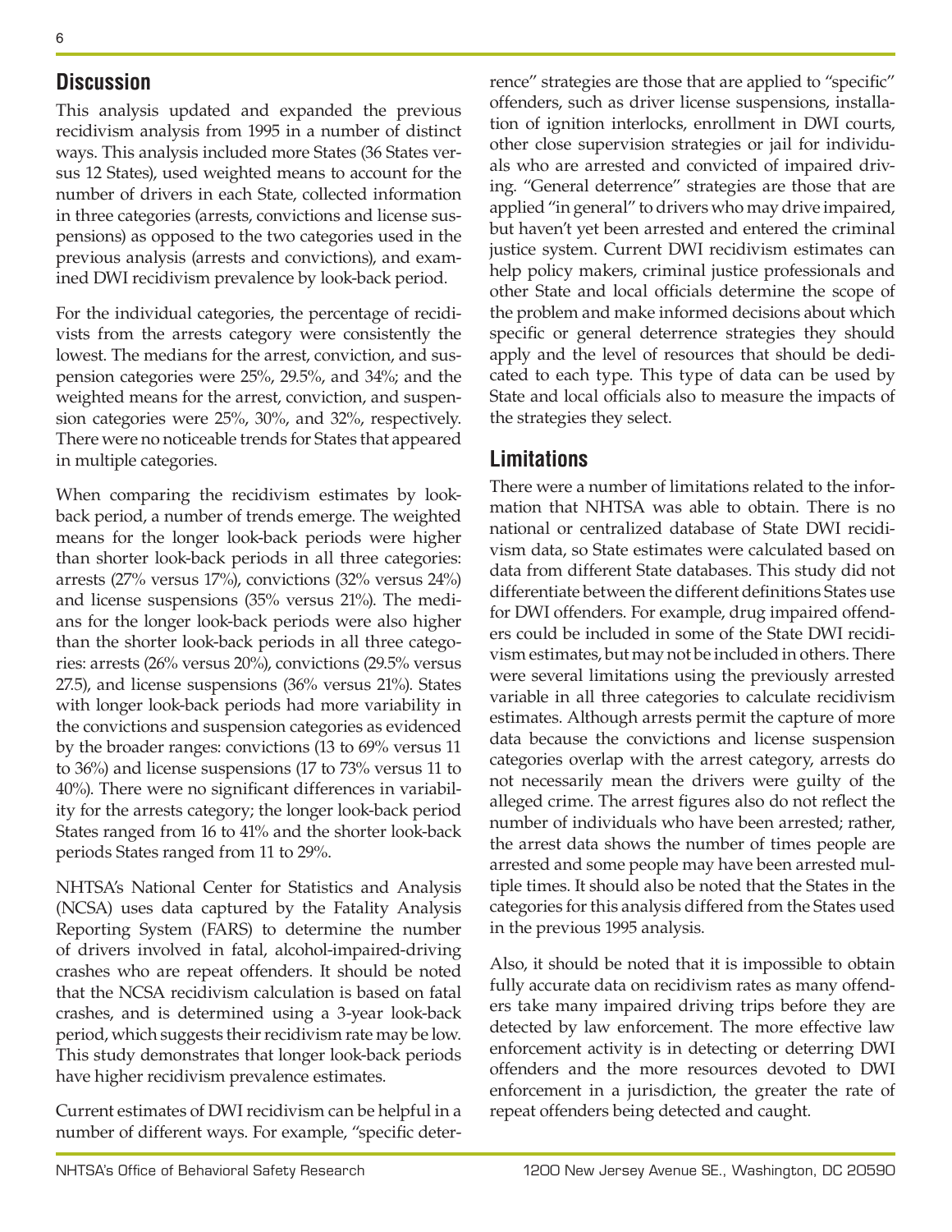## Discussion

This analysis updated and expanded the previous recidivism analysis from 1995 in a number of distinct ways. This analysis included more States (36 States versus 12 States), used weighted means to account for the number of drivers in each State, collected information in three categories (arrests, convictions and license suspensions) as opposed to the two categories used in the previous analysis (arrests and convictions), and examined DWI recidivism prevalence by look-back period.

For the individual categories, the percentage of recidivists from the arrests category were consistently the lowest. The medians for the arrest, conviction, and suspension categories were 25%, 29.5%, and 34%; and the weighted means for the arrest, conviction, and suspension categories were 25%, 30%, and 32%, respectively. There were no noticeable trends for States that appeared in multiple categories.

When comparing the recidivism estimates by look-back period, a number of trends emerge. The weighted means for the longer look-back periods were higher than shorter look-back periods in all three categories: arrests (27% versus 17%), convictions (32% versus 24%) and license suspensions (35% versus 21%). The medians for the longer look-back periods were also higher than the shorter look-back periods in all three categories: arrests (26% versus 20%), convictions (29.5% versus 27.5), and license suspensions (36% versus 21%). States with longer look-back periods had more variability in the convictions and suspension categories as evidenced by the broader ranges: convictions (13 to 69% versus 11 to 36%) and license suspensions (17 to 73% versus 11 to 40%). There were no significant differences in variability for the arrests category; the longer look-back period States ranged from 16 to 41% and the shorter look-back periods States ranged from 11 to 29%.

NHTSA's National Center for Statistics and Analysis (NCSA) uses data captured by the Fatality Analysis Reporting System (FARS) to determine the number of drivers involved in fatal, alcohol-impaired-driving crashes who are repeat offenders. It should be noted that the NCSA recidivism calculation is based on fatal crashes, and is determined using a 3-year look-back period, which suggests their recidivism rate may be low. This study demonstrates that longer look-back periods have higher recidivism prevalence estimates.

Current estimates of DWI recidivism can be helpful in a number of different ways. For example, "specific deterrence" strategies are those that are applied to "specific" offenders, such as driver license suspensions, installation of ignition interlocks, enrollment in DWI courts, other close supervision strategies or jail for individuals who are arrested and convicted of impaired driving. "General deterrence" strategies are those that are applied "in general" to drivers who may drive impaired, but haven't yet been arrested and entered the criminal justice system. Current DWI recidivism estimates can help policy makers, criminal justice professionals and other State and local officials determine the scope of the problem and make informed decisions about which specific or general deterrence strategies they should apply and the level of resources that should be dedicated to each type. This type of data can be used by State and local officials also to measure the impacts of the strategies they select.

## Limitations

There were a number of limitations related to the information that NHTSA was able to obtain. There is no national or centralized database of State DWI recidivism data, so State estimates were calculated based on data from different State databases. This study did not differentiate between the different definitions States use for DWI offenders. For example, drug impaired offenders could be included in some of the State DWI recidivism estimates, but may not be included in others. There were several limitations using the previously arrested variable in all three categories to calculate recidivism estimates. Although arrests permit the capture of more data because the convictions and license suspension categories overlap with the arrest category, arrests do not necessarily mean the drivers were guilty of the alleged crime. The arrest figures also do not reflect the number of individuals who have been arrested; rather, the arrest data shows the number of times people are arrested and some people may have been arrested multiple times. It should also be noted that the States in the categories for this analysis differed from the States used in the previous 1995 analysis.

Also, it should be noted that it is impossible to obtain fully accurate data on recidivism rates as many offenders take many impaired driving trips before they are detected by law enforcement. The more effective law enforcement activity is in detecting or deterring DWI offenders and the more resources devoted to DWI enforcement in a jurisdiction, the greater the rate of repeat offenders being detected and caught.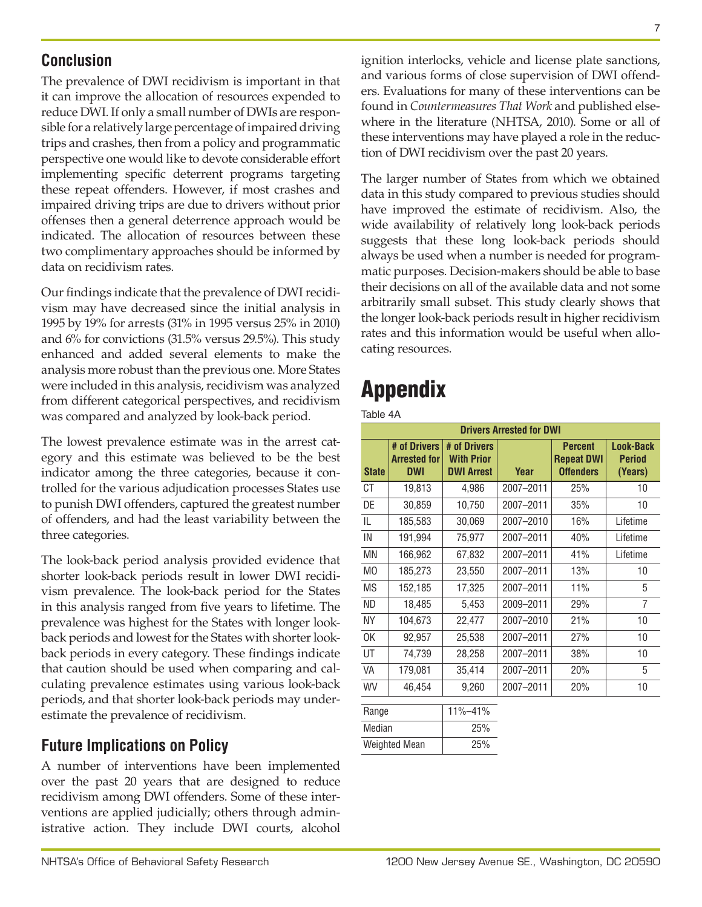## Conclusion

The prevalence of DWI recidivism is important in that it can improve the allocation of resources expended to reduce DWI. If only a small number of DWIs are responsible for a relatively large percentage of impaired driving trips and crashes, then from a policy and programmatic perspective one would like to devote considerable effort implementing specific deterrent programs targeting these repeat offenders. However, if most crashes and impaired driving trips are due to drivers without prior offenses then a general deterrence approach would be indicated. The allocation of resources between these two complimentary approaches should be informed by data on recidivism rates.

Our findings indicate that the prevalence of DWI recidivism may have decreased since the initial analysis in 1995 by 19% for arrests (31% in 1995 versus 25% in 2010) and 6% for convictions (31.5% versus 29.5%). This study enhanced and added several elements to make the analysis more robust than the previous one. More States were included in this analysis, recidivism was analyzed from different categorical perspectives, and recidivism was compared and analyzed by look-back period.

The lowest prevalence estimate was in the arrest category and this estimate was believed to be the best indicator among the three categories, because it controlled for the various adjudication processes States use to punish DWI offenders, captured the greatest number of offenders, and had the least variability between the three categories.

The look-back period analysis provided evidence that shorter look-back periods result in lower DWI recidivism prevalence. The look-back period for the States in this analysis ranged from five years to lifetime. The prevalence was highest for the States with longer look-back periods and lowest for the States with shorter look-back periods in every category. These findings indicate that caution should be used when comparing and calculating prevalence estimates using various look-back periods, and that shorter look-back periods may underestimate the prevalence of recidivism.

## Future Implications on Policy

A number of interventions have been implemented over the past 20 years that are designed to reduce recidivism among DWI offenders. Some of these interventions are applied judicially; others through administrative action. They include DWI courts, alcohol ignition interlocks, vehicle and license plate sanctions, and various forms of close supervision of DWI offenders. Evaluations for many of these interventions can be found in *Countermeasures That Work* and published elsewhere in the literature (NHTSA, 2010). Some or all of these interventions may have played a role in the reduction of DWI recidivism over the past 20 years.

The larger number of States from which we obtained data in this study compared to previous studies should have improved the estimate of recidivism. Also, the wide availability of relatively long look-back periods suggests that these long look-back periods should always be used when a number is needed for programmatic purposes. Decision-makers should be able to base their decisions on all of the available data and not some arbitrarily small subset. This study clearly shows that the longer look-back periods result in higher recidivism rates and this information would be useful when allocating resources.

# Appendix

Table 4A

| Drivers Arrested for DWI | | | | | |
|---|---|---|---|---|---|
| **State** | **# of Drivers Arrested for DWI** | **# of Drivers With Prior DWI Arrest** | **Year** | **Percent Repeat DWI Offenders** | **Look-Back Period (Years)** |
| CT | 19,813 | 4,986 | 2007–2011 | 25% | 10 |
| DE | 30,859 | 10,750 | 2007–2011 | 35% | 10 |
| IL | 185,583 | 30,069 | 2007–2010 | 16% | Lifetime |
| IN | 191,994 | 75,977 | 2007–2011 | 40% | Lifetime |
| MN | 166,962 | 67,832 | 2007–2011 | 41% | Lifetime |
| MO | 185,273 | 23,550 | 2007–2011 | 13% | 10 |
| MS | 152,185 | 17,325 | 2007–2011 | 11% | 5 |
| ND | 18,485 | 5,453 | 2009–2011 | 29% | 7 |
| NY | 104,673 | 22,477 | 2007–2010 | 21% | 10 |
| OK | 92,957 | 25,538 | 2007–2011 | 27% | 10 |
| UT | 74,739 | 28,258 | 2007–2011 | 38% | 10 |
| VA | 179,081 | 35,414 | 2007–2011 | 20% | 5 |
| WV | 46,454 | 9,260 | 2007–2011 | 20% | 10 |

| | |
|---|---|
| Range | 11%–41% |
| Median | 25% |
| Weighted Mean | 25% |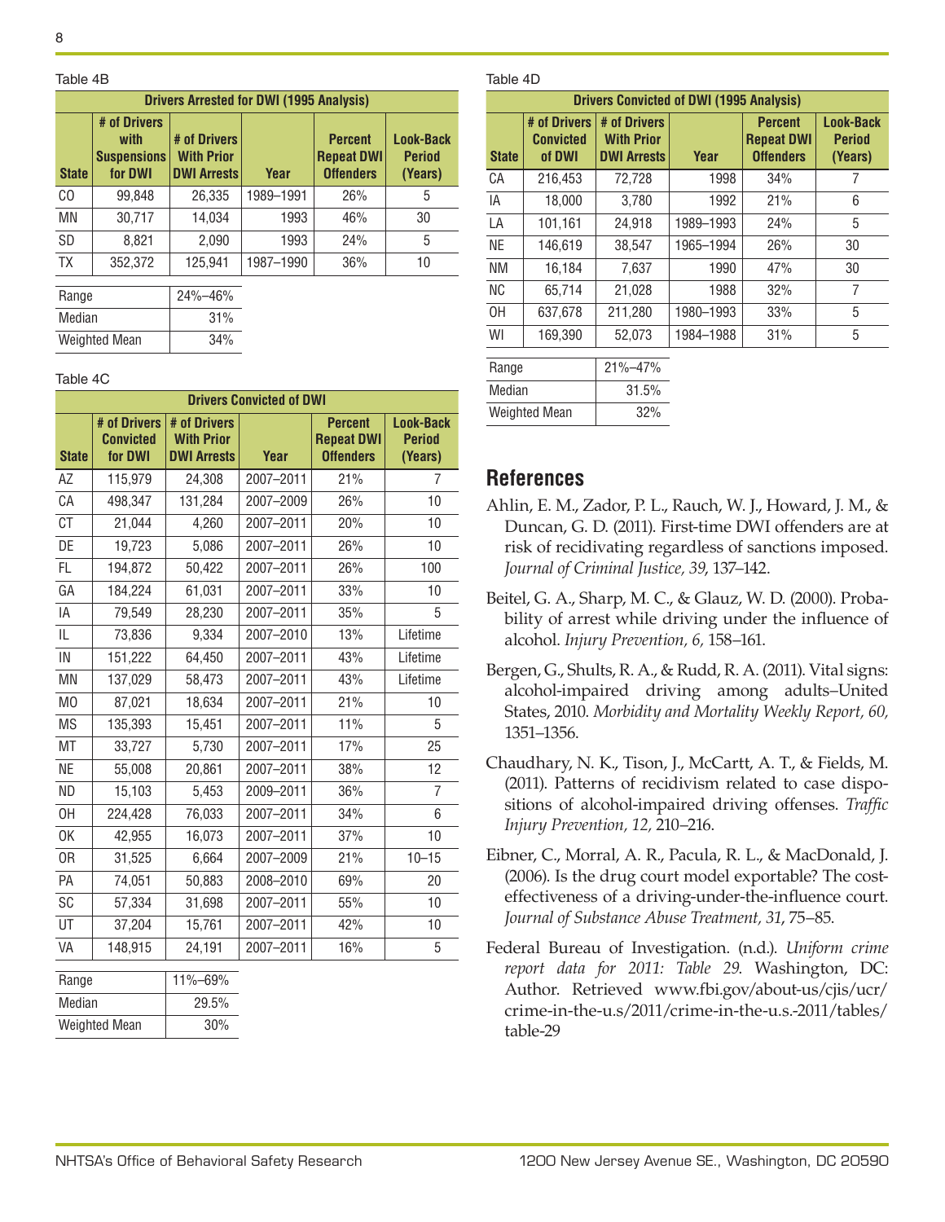Table 4B

| Drivers Arrested for DWI (1995 Analysis) | | | | | |
|---|---|---|---|---|---|
| State | # of Drivers with Suspensions for DWI | # of Drivers With Prior DWI Arrests | Year | Percent Repeat DWI Offenders | Look-Back Period (Years) |
| CO | 99,848 | 26,335 | 1989–1991 | 26% | 5 |
| MN | 30,717 | 14,034 | 1993 | 46% | 30 |
| SD | 8,821 | 2,090 | 1993 | 24% | 5 |
| TX | 352,372 | 125,941 | 1987–1990 | 36% | 10 |

| | |
|---|---|
| Range | 24%–46% |
| Median | 31% |
| Weighted Mean | 34% |

Table 4C

| Drivers Convicted of DWI | | | | | |
|---|---|---|---|---|---|
| State | # of Drivers Convicted for DWI | # of Drivers With Prior DWI Arrests | Year | Percent Repeat DWI Offenders | Look-Back Period (Years) |
| AZ | 115,979 | 24,308 | 2007–2011 | 21% | 7 |
| CA | 498,347 | 131,284 | 2007–2009 | 26% | 10 |
| CT | 21,044 | 4,260 | 2007–2011 | 20% | 10 |
| DE | 19,723 | 5,086 | 2007–2011 | 26% | 10 |
| FL | 194,872 | 50,422 | 2007–2011 | 26% | 100 |
| GA | 184,224 | 61,031 | 2007–2011 | 33% | 10 |
| IA | 79,549 | 28,230 | 2007–2011 | 35% | 5 |
| IL | 73,836 | 9,334 | 2007–2010 | 13% | Lifetime |
| IN | 151,222 | 64,450 | 2007–2011 | 43% | Lifetime |
| MN | 137,029 | 58,473 | 2007–2011 | 43% | Lifetime |
| MO | 87,021 | 18,634 | 2007–2011 | 21% | 10 |
| MS | 135,393 | 15,451 | 2007–2011 | 11% | 5 |
| MT | 33,727 | 5,730 | 2007–2011 | 17% | 25 |
| NE | 55,008 | 20,861 | 2007–2011 | 38% | 12 |
| ND | 15,103 | 5,453 | 2009–2011 | 36% | 7 |
| OH | 224,428 | 76,033 | 2007–2011 | 34% | 6 |
| OK | 42,955 | 16,073 | 2007–2011 | 37% | 10 |
| OR | 31,525 | 6,664 | 2007–2009 | 21% | 10–15 |
| PA | 74,051 | 50,883 | 2008–2010 | 69% | 20 |
| SC | 57,334 | 31,698 | 2007–2011 | 55% | 10 |
| UT | 37,204 | 15,761 | 2007–2011 | 42% | 10 |
| VA | 148,915 | 24,191 | 2007–2011 | 16% | 5 |

| | |
|---|---|
| Range | 11%–69% |
| Median | 29.5% |
| Weighted Mean | 30% |

Table 4D

| Drivers Convicted of DWI (1995 Analysis) | | | | | |
|---|---|---|---|---|---|
| State | # of Drivers Convicted of DWI | # of Drivers With Prior DWI Arrests | Year | Percent Repeat DWI Offenders | Look-Back Period (Years) |
| CA | 216,453 | 72,728 | 1998 | 34% | 7 |
| IA | 18,000 | 3,780 | 1992 | 21% | 6 |
| LA | 101,161 | 24,918 | 1989–1993 | 24% | 5 |
| NE | 146,619 | 38,547 | 1965–1994 | 26% | 30 |
| NM | 16,184 | 7,637 | 1990 | 47% | 30 |
| NC | 65,714 | 21,028 | 1988 | 32% | 7 |
| OH | 637,678 | 211,280 | 1980–1993 | 33% | 5 |
| WI | 169,390 | 52,073 | 1984–1988 | 31% | 5 |

| | |
|---|---|
| Range | 21%–47% |
| Median | 31.5% |
| Weighted Mean | 32% |

## References

Ahlin, E. M., Zador, P. L., Rauch, W. J., Howard, J. M., & Duncan, G. D. (2011). First-time DWI offenders are at risk of recidivating regardless of sanctions imposed. *Journal of Criminal Justice, 39*, 137–142.

Beitel, G. A., Sharp, M. C., & Glauz, W. D. (2000). Probability of arrest while driving under the influence of alcohol. *Injury Prevention, 6,* 158–161.

Bergen, G., Shults, R. A., & Rudd, R. A. (2011). Vital signs: alcohol-impaired driving among adults–United States, 2010. *Morbidity and Mortality Weekly Report, 60,* 1351–1356.

Chaudhary, N. K., Tison, J., McCartt, A. T., & Fields, M. (2011). Patterns of recidivism related to case dispositions of alcohol-impaired driving offenses. *Traffic Injury Prevention, 12,* 210–216.

Eibner, C., Morral, A. R., Pacula, R. L., & MacDonald, J. (2006). Is the drug court model exportable? The cost-effectiveness of a driving-under-the-influence court. *Journal of Substance Abuse Treatment, 31*, 75–85.

Federal Bureau of Investigation. (n.d.). *Uniform crime report data for 2011: Table 29.* Washington, DC: Author. Retrieved www.fbi.gov/about-us/cjis/ucr/crime-in-the-u.s/2011/crime-in-the-u.s.-2011/tables/table-29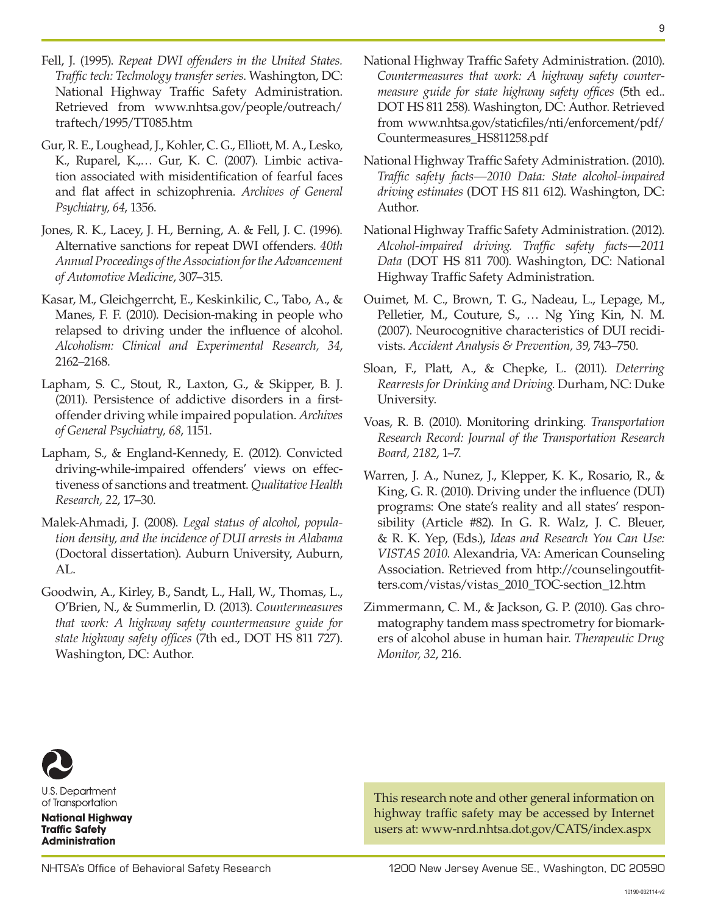Fell, J. (1995). *Repeat DWI offenders in the United States. Traffic tech: Technology transfer series*. Washington, DC: National Highway Traffic Safety Administration. Retrieved from www.nhtsa.gov/people/outreach/traftech/1995/TT085.htm

Gur, R. E., Loughead, J., Kohler, C. G., Elliott, M. A., Lesko, K., Ruparel, K.,… Gur, K. C. (2007). Limbic activation associated with misidentification of fearful faces and flat affect in schizophrenia. *Archives of General Psychiatry, 64*, 1356.

Jones, R. K., Lacey, J. H., Berning, A. & Fell, J. C. (1996). Alternative sanctions for repeat DWI offenders. *40th Annual Proceedings of the Association for the Advancement of Automotive Medicine*, 307–315.

Kasar, M., Gleichgerrcht, E., Keskinkilic, C., Tabo, A., & Manes, F. F. (2010). Decision-making in people who relapsed to driving under the influence of alcohol. *Alcoholism: Clinical and Experimental Research, 34*, 2162–2168.

Lapham, S. C., Stout, R., Laxton, G., & Skipper, B. J. (2011). Persistence of addictive disorders in a first-offender driving while impaired population. *Archives of General Psychiatry, 68*, 1151.

Lapham, S., & England-Kennedy, E. (2012). Convicted driving-while-impaired offenders' views on effectiveness of sanctions and treatment. *Qualitative Health Research, 22*, 17–30.

Malek-Ahmadi, J. (2008). *Legal status of alcohol, population density, and the incidence of DUI arrests in Alabama* (Doctoral dissertation). Auburn University, Auburn, AL.

Goodwin, A., Kirley, B., Sandt, L., Hall, W., Thomas, L., O'Brien, N., & Summerlin, D. (2013). *Countermeasures that work: A highway safety countermeasure guide for state highway safety offices* (7th ed., DOT HS 811 727). Washington, DC: Author.

National Highway Traffic Safety Administration. (2010). *Countermeasures that work: A highway safety countermeasure guide for state highway safety offices* (5th ed.. DOT HS 811 258). Washington, DC: Author. Retrieved from www.nhtsa.gov/staticfiles/nti/enforcement/pdf/Countermeasures_HS811258.pdf

National Highway Traffic Safety Administration. (2010). *Traffic safety facts—2010 Data: State alcohol-impaired driving estimates* (DOT HS 811 612). Washington, DC: Author.

National Highway Traffic Safety Administration. (2012). *Alcohol-impaired driving. Traffic safety facts—2011 Data* (DOT HS 811 700). Washington, DC: National Highway Traffic Safety Administration.

Ouimet, M. C., Brown, T. G., Nadeau, L., Lepage, M., Pelletier, M., Couture, S., … Ng Ying Kin, N. M. (2007). Neurocognitive characteristics of DUI recidivists. *Accident Analysis & Prevention, 39*, 743–750.

Sloan, F., Platt, A., & Chepke, L. (2011). *Deterring Rearrests for Drinking and Driving*. Durham, NC: Duke University.

Voas, R. B. (2010). Monitoring drinking. *Transportation Research Record: Journal of the Transportation Research Board, 2182*, 1–7.

Warren, J. A., Nunez, J., Klepper, K. K., Rosario, R., & King, G. R. (2010). Driving under the influence (DUI) programs: One state's reality and all states' responsibility (Article #82). In G. R. Walz, J. C. Bleuer, & R. K. Yep, (Eds.), *Ideas and Research You Can Use: VISTAS 2010*. Alexandria, VA: American Counseling Association. Retrieved from http://counselingoutfitters.com/vistas/vistas_2010_TOC-section_12.htm

Zimmermann, C. M., & Jackson, G. P. (2010). Gas chromatography tandem mass spectrometry for biomarkers of alcohol abuse in human hair. *Therapeutic Drug Monitor, 32*, 216.

U.S. Department of Transportation

**National Highway Traffic Safety Administration**

This research note and other general information on highway traffic safety may be accessed by Internet users at: www-nrd.nhtsa.dot.gov/CATS/index.aspx

NHTSA's Office of Behavioral Safety Research

1200 New Jersey Avenue SE., Washington, DC 20590

10190-032114-v2